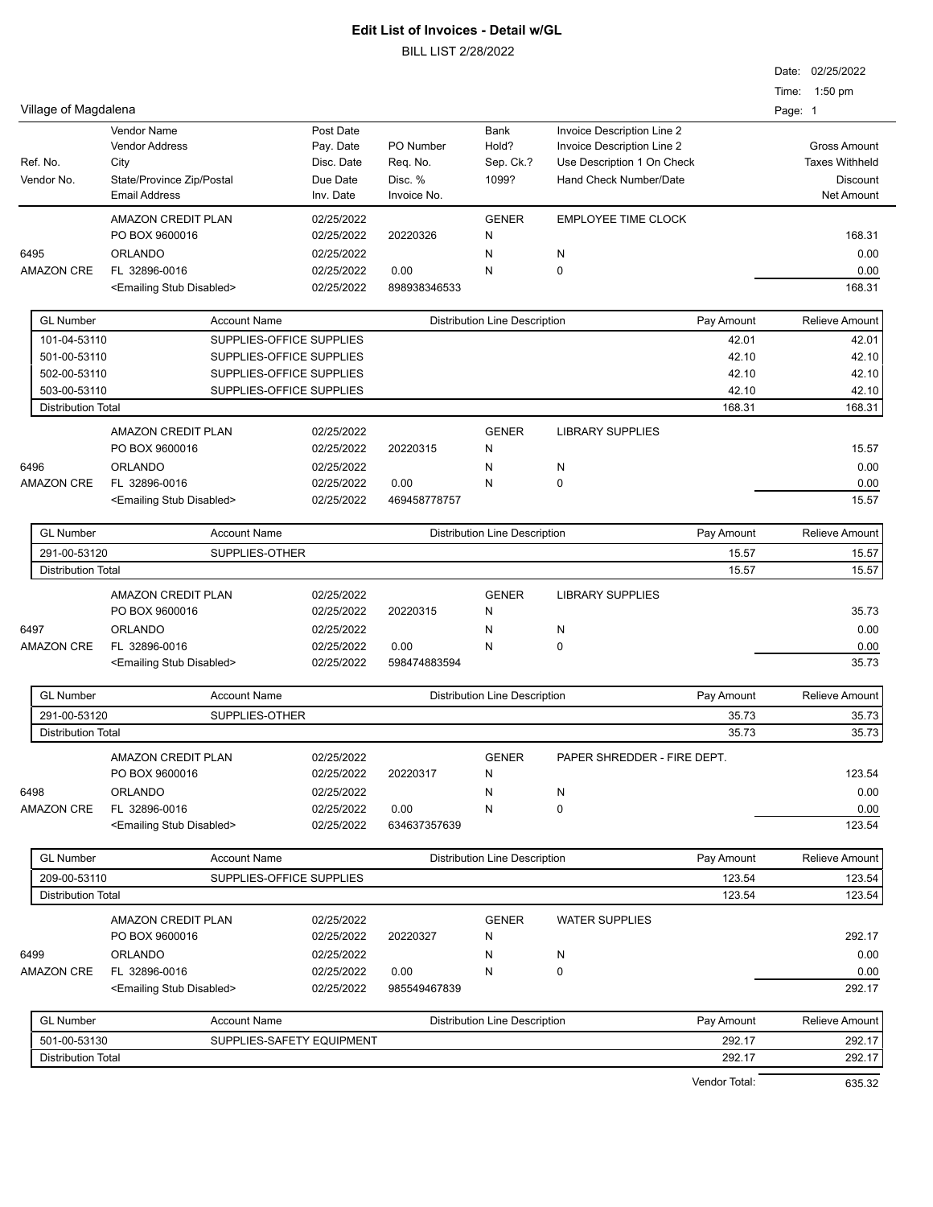# Edit List of Invoices - Detail w/GL

BILL LIST 2/28/2022

Date: 02/25/2022
Time: 1:50 pm

Village of Magdalena

| Ref. No. / Vendor No. | Vendor Name / Vendor Address / City / State/Province Zip/Postal / Email Address | Post Date / Pay. Date / Disc. Date / Due Date / Inv. Date | PO Number / Req. No. / Disc. % / Invoice No. | Bank / Hold? / Sep. Ck.? / 1099? | Invoice Description Line 2 / Invoice Description Line 2 / Use Description 1 On Check / Hand Check Number/Date | Gross Amount / Taxes Withheld / Discount / Net Amount |
|---|---|---|---|---|---|---|

**6495 — AMAZON CRE**

| | | | | |
|---|---|---|---|---|
| AMAZON CREDIT PLAN | 02/25/2022 | | GENER | EMPLOYEE TIME CLOCK | |
| PO BOX 9600016 | 02/25/2022 | 20220326 | N | | 168.31 |
| ORLANDO | 02/25/2022 | | N | N | 0.00 |
| FL 32896-0016 | 02/25/2022 | 0.00 | N | 0 | 0.00 |
| <Emailing Stub Disabled> | 02/25/2022 | 898938346533 | | | 168.31 |

| GL Number | Account Name | Distribution Line Description | Pay Amount | Relieve Amount |
|---|---|---|---|---|
| 101-04-53110 | SUPPLIES-OFFICE SUPPLIES | | 42.01 | 42.01 |
| 501-00-53110 | SUPPLIES-OFFICE SUPPLIES | | 42.10 | 42.10 |
| 502-00-53110 | SUPPLIES-OFFICE SUPPLIES | | 42.10 | 42.10 |
| 503-00-53110 | SUPPLIES-OFFICE SUPPLIES | | 42.10 | 42.10 |
| Distribution Total | | | 168.31 | 168.31 |

**6496 — AMAZON CRE**

| | | | | | |
|---|---|---|---|---|---|
| AMAZON CREDIT PLAN | 02/25/2022 | | GENER | LIBRARY SUPPLIES | |
| PO BOX 9600016 | 02/25/2022 | 20220315 | N | | 15.57 |
| ORLANDO | 02/25/2022 | | N | N | 0.00 |
| FL 32896-0016 | 02/25/2022 | 0.00 | N | 0 | 0.00 |
| <Emailing Stub Disabled> | 02/25/2022 | 469458778757 | | | 15.57 |

| GL Number | Account Name | Distribution Line Description | Pay Amount | Relieve Amount |
|---|---|---|---|---|
| 291-00-53120 | SUPPLIES-OTHER | | 15.57 | 15.57 |
| Distribution Total | | | 15.57 | 15.57 |

**6497 — AMAZON CRE**

| | | | | | |
|---|---|---|---|---|---|
| AMAZON CREDIT PLAN | 02/25/2022 | | GENER | LIBRARY SUPPLIES | |
| PO BOX 9600016 | 02/25/2022 | 20220315 | N | | 35.73 |
| ORLANDO | 02/25/2022 | | N | N | 0.00 |
| FL 32896-0016 | 02/25/2022 | 0.00 | N | 0 | 0.00 |
| <Emailing Stub Disabled> | 02/25/2022 | 598474883594 | | | 35.73 |

| GL Number | Account Name | Distribution Line Description | Pay Amount | Relieve Amount |
|---|---|---|---|---|
| 291-00-53120 | SUPPLIES-OTHER | | 35.73 | 35.73 |
| Distribution Total | | | 35.73 | 35.73 |

**6498 — AMAZON CRE**

| | | | | | |
|---|---|---|---|---|---|
| AMAZON CREDIT PLAN | 02/25/2022 | | GENER | PAPER SHREDDER - FIRE DEPT. | |
| PO BOX 9600016 | 02/25/2022 | 20220317 | N | | 123.54 |
| ORLANDO | 02/25/2022 | | N | N | 0.00 |
| FL 32896-0016 | 02/25/2022 | 0.00 | N | 0 | 0.00 |
| <Emailing Stub Disabled> | 02/25/2022 | 634637357639 | | | 123.54 |

| GL Number | Account Name | Distribution Line Description | Pay Amount | Relieve Amount |
|---|---|---|---|---|
| 209-00-53110 | SUPPLIES-OFFICE SUPPLIES | | 123.54 | 123.54 |
| Distribution Total | | | 123.54 | 123.54 |

**6499 — AMAZON CRE**

| | | | | | |
|---|---|---|---|---|---|
| AMAZON CREDIT PLAN | 02/25/2022 | | GENER | WATER SUPPLIES | |
| PO BOX 9600016 | 02/25/2022 | 20220327 | N | | 292.17 |
| ORLANDO | 02/25/2022 | | N | N | 0.00 |
| FL 32896-0016 | 02/25/2022 | 0.00 | N | 0 | 0.00 |
| <Emailing Stub Disabled> | 02/25/2022 | 985549467839 | | | 292.17 |

| GL Number | Account Name | Distribution Line Description | Pay Amount | Relieve Amount |
|---|---|---|---|---|
| 501-00-53130 | SUPPLIES-SAFETY EQUIPMENT | | 292.17 | 292.17 |
| Distribution Total | | | 292.17 | 292.17 |

Vendor Total: 635.32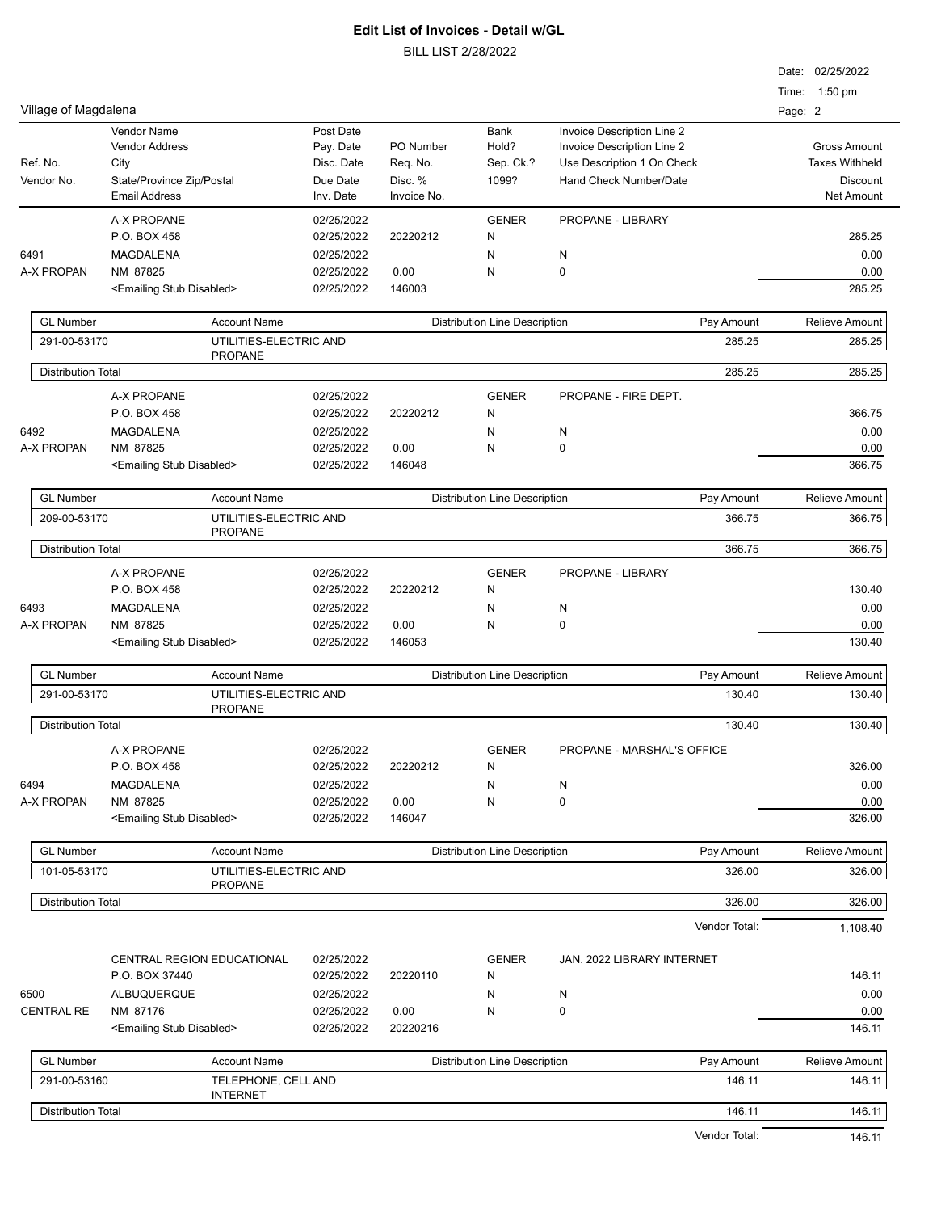# Edit List of Invoices - Detail w/GL

BILL LIST 2/28/2022

Date: 02/25/2022
Time: 1:50 pm

Village of Magdalena

| Ref. No. / Vendor No. | Vendor Name / Vendor Address / City / State/Province Zip/Postal / Email Address | Post Date / Pay. Date / Disc. Date / Due Date / Inv. Date | PO Number / Req. No. / Disc. % / Invoice No. | Bank / Hold? / Sep. Ck.? / 1099? | Invoice Description Line 2 / Invoice Description Line 2 / Use Description 1 On Check / Hand Check Number/Date | Gross Amount / Taxes Withheld / Discount / Net Amount |
|---|---|---|---|---|---|---|
| 6491 / A-X PROPAN | A-X PROPANE / P.O. BOX 458 / MAGDALENA / NM 87825 / <Emailing Stub Disabled> | 02/25/2022 / 02/25/2022 / 02/25/2022 / 02/25/2022 / 02/25/2022 | 20220212 / 0.00 / 146003 | GENER / N / N / N | PROPANE - LIBRARY / N / 0 | 285.25 / 0.00 / 0.00 / 285.25 |

| GL Number | Account Name | Distribution Line Description | Pay Amount | Relieve Amount |
|---|---|---|---|---|
| 291-00-53170 | UTILITIES-ELECTRIC AND PROPANE | | 285.25 | 285.25 |
| Distribution Total | | | 285.25 | 285.25 |

| Ref. No. / Vendor No. | Vendor | Dates | PO / Invoice | Bank / Hold / Sep / 1099 | Description | Amounts |
|---|---|---|---|---|---|---|
| 6492 / A-X PROPAN | A-X PROPANE / P.O. BOX 458 / MAGDALENA / NM 87825 / <Emailing Stub Disabled> | 02/25/2022 / 02/25/2022 / 02/25/2022 / 02/25/2022 / 02/25/2022 | 20220212 / 0.00 / 146048 | GENER / N / N / N | PROPANE - FIRE DEPT. / N / 0 | 366.75 / 0.00 / 0.00 / 366.75 |

| GL Number | Account Name | Distribution Line Description | Pay Amount | Relieve Amount |
|---|---|---|---|---|
| 209-00-53170 | UTILITIES-ELECTRIC AND PROPANE | | 366.75 | 366.75 |
| Distribution Total | | | 366.75 | 366.75 |

| Ref. No. / Vendor No. | Vendor | Dates | PO / Invoice | Bank / Hold / Sep / 1099 | Description | Amounts |
|---|---|---|---|---|---|---|
| 6493 / A-X PROPAN | A-X PROPANE / P.O. BOX 458 / MAGDALENA / NM 87825 / <Emailing Stub Disabled> | 02/25/2022 / 02/25/2022 / 02/25/2022 / 02/25/2022 / 02/25/2022 | 20220212 / 0.00 / 146053 | GENER / N / N / N | PROPANE - LIBRARY / N / 0 | 130.40 / 0.00 / 0.00 / 130.40 |

| GL Number | Account Name | Distribution Line Description | Pay Amount | Relieve Amount |
|---|---|---|---|---|
| 291-00-53170 | UTILITIES-ELECTRIC AND PROPANE | | 130.40 | 130.40 |
| Distribution Total | | | 130.40 | 130.40 |

| Ref. No. / Vendor No. | Vendor | Dates | PO / Invoice | Bank / Hold / Sep / 1099 | Description | Amounts |
|---|---|---|---|---|---|---|
| 6494 / A-X PROPAN | A-X PROPANE / P.O. BOX 458 / MAGDALENA / NM 87825 / <Emailing Stub Disabled> | 02/25/2022 / 02/25/2022 / 02/25/2022 / 02/25/2022 / 02/25/2022 | 20220212 / 0.00 / 146047 | GENER / N / N / N | PROPANE - MARSHAL'S OFFICE / N / 0 | 326.00 / 0.00 / 0.00 / 326.00 |

| GL Number | Account Name | Distribution Line Description | Pay Amount | Relieve Amount |
|---|---|---|---|---|
| 101-05-53170 | UTILITIES-ELECTRIC AND PROPANE | | 326.00 | 326.00 |
| Distribution Total | | | 326.00 | 326.00 |

Vendor Total: 1,108.40

| Ref. No. / Vendor No. | Vendor | Dates | PO / Invoice | Bank / Hold / Sep / 1099 | Description | Amounts |
|---|---|---|---|---|---|---|
| 6500 / CENTRAL RE | CENTRAL REGION EDUCATIONAL / P.O. BOX 37440 / ALBUQUERQUE / NM 87176 / <Emailing Stub Disabled> | 02/25/2022 / 02/25/2022 / 02/25/2022 / 02/25/2022 / 02/25/2022 | 20220110 / 0.00 / 20220216 | GENER / N / N / N | JAN. 2022 LIBRARY INTERNET / N / 0 | 146.11 / 0.00 / 0.00 / 146.11 |

| GL Number | Account Name | Distribution Line Description | Pay Amount | Relieve Amount |
|---|---|---|---|---|
| 291-00-53160 | TELEPHONE, CELL AND INTERNET | | 146.11 | 146.11 |
| Distribution Total | | | 146.11 | 146.11 |

Vendor Total: 146.11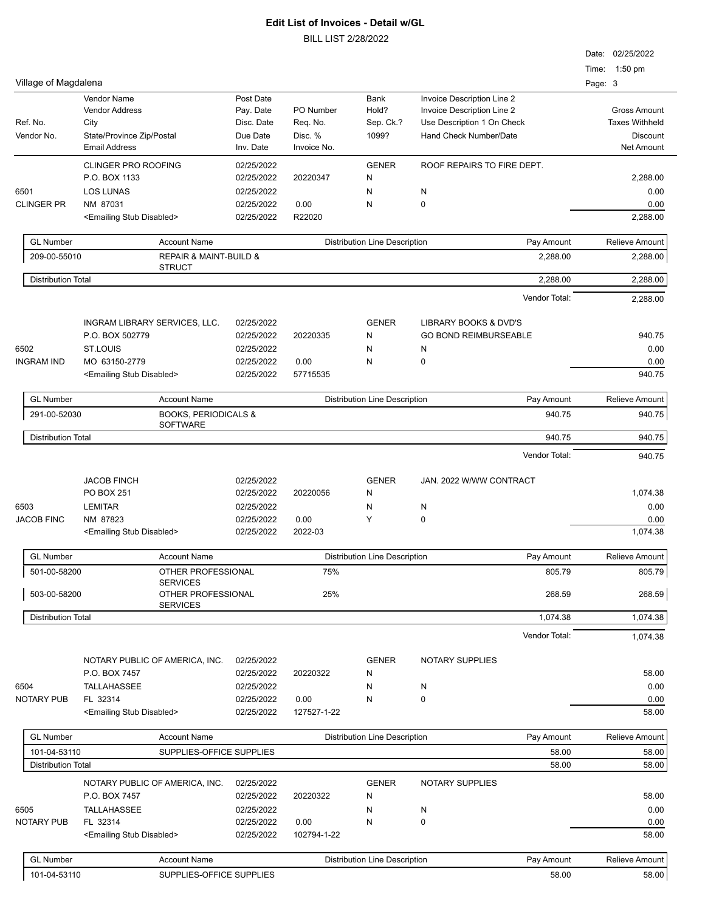# Edit List of Invoices - Detail w/GL

BILL LIST 2/28/2022

Date: 02/25/2022
Time: 1:50 pm

Village of Magdalena

| Ref. No. / Vendor No. | Vendor Name / Vendor Address / City / State/Province Zip/Postal / Email Address | Post Date / Pay. Date / Disc. Date / Due Date / Inv. Date | PO Number / Req. No. / Disc. % / Invoice No. | Bank / Hold? / Sep. Ck.? / 1099? | Invoice Description Line 2 / Invoice Description Line 2 / Use Description 1 On Check / Hand Check Number/Date | Gross Amount / Taxes Withheld / Discount / Net Amount |
|---|---|---|---|---|---|---|

## 6501 — CLINGER PR

| | | | | | |
|---|---|---|---|---|---|
| CLINGER PRO ROOFING | 02/25/2022 | | GENER | ROOF REPAIRS TO FIRE DEPT. | |
| P.O. BOX 1133 | 02/25/2022 | 20220347 | N | | 2,288.00 |
| LOS LUNAS | 02/25/2022 | | N | N | 0.00 |
| NM 87031 | 02/25/2022 | 0.00 | N | 0 | 0.00 |
| <Emailing Stub Disabled> | 02/25/2022 | R22020 | | | 2,288.00 |

| GL Number | Account Name | Distribution Line Description | Pay Amount | Relieve Amount |
|---|---|---|---|---|
| 209-00-55010 | REPAIR & MAINT-BUILD & STRUCT | | 2,288.00 | 2,288.00 |
| Distribution Total | | | 2,288.00 | 2,288.00 |

Vendor Total: 2,288.00

## 6502 — INGRAM IND

| | | | | | |
|---|---|---|---|---|---|
| INGRAM LIBRARY SERVICES, LLC. | 02/25/2022 | | GENER | LIBRARY BOOKS & DVD'S | |
| P.O. BOX 502779 | 02/25/2022 | 20220335 | N | GO BOND REIMBURSEABLE | 940.75 |
| ST.LOUIS | 02/25/2022 | | N | N | 0.00 |
| MO 63150-2779 | 02/25/2022 | 0.00 | N | 0 | 0.00 |
| <Emailing Stub Disabled> | 02/25/2022 | 57715535 | | | 940.75 |

| GL Number | Account Name | Distribution Line Description | Pay Amount | Relieve Amount |
|---|---|---|---|---|
| 291-00-52030 | BOOKS, PERIODICALS & SOFTWARE | | 940.75 | 940.75 |
| Distribution Total | | | 940.75 | 940.75 |

Vendor Total: 940.75

## 6503 — JACOB FINC

| | | | | | |
|---|---|---|---|---|---|
| JACOB FINCH | 02/25/2022 | | GENER | JAN. 2022 W/WW CONTRACT | |
| PO BOX 251 | 02/25/2022 | 20220056 | N | | 1,074.38 |
| LEMITAR | 02/25/2022 | | N | N | 0.00 |
| NM 87823 | 02/25/2022 | 0.00 | Y | 0 | 0.00 |
| <Emailing Stub Disabled> | 02/25/2022 | 2022-03 | | | 1,074.38 |

| GL Number | Account Name | Distribution Line Description | Pay Amount | Relieve Amount |
|---|---|---|---|---|
| 501-00-58200 | OTHER PROFESSIONAL SERVICES | 75% | 805.79 | 805.79 |
| 503-00-58200 | OTHER PROFESSIONAL SERVICES | 25% | 268.59 | 268.59 |
| Distribution Total | | | 1,074.38 | 1,074.38 |

Vendor Total: 1,074.38

## 6504 — NOTARY PUB

| | | | | | |
|---|---|---|---|---|---|
| NOTARY PUBLIC OF AMERICA, INC. | 02/25/2022 | | GENER | NOTARY SUPPLIES | |
| P.O. BOX 7457 | 02/25/2022 | 20220322 | N | | 58.00 |
| TALLAHASSEE | 02/25/2022 | | N | N | 0.00 |
| FL 32314 | 02/25/2022 | 0.00 | N | 0 | 0.00 |
| <Emailing Stub Disabled> | 02/25/2022 | 127527-1-22 | | | 58.00 |

| GL Number | Account Name | Distribution Line Description | Pay Amount | Relieve Amount |
|---|---|---|---|---|
| 101-04-53110 | SUPPLIES-OFFICE SUPPLIES | | 58.00 | 58.00 |
| Distribution Total | | | 58.00 | 58.00 |

## 6505 — NOTARY PUB

| | | | | | |
|---|---|---|---|---|---|
| NOTARY PUBLIC OF AMERICA, INC. | 02/25/2022 | | GENER | NOTARY SUPPLIES | |
| P.O. BOX 7457 | 02/25/2022 | 20220322 | N | | 58.00 |
| TALLAHASSEE | 02/25/2022 | | N | N | 0.00 |
| FL 32314 | 02/25/2022 | 0.00 | N | 0 | 0.00 |
| <Emailing Stub Disabled> | 02/25/2022 | 102794-1-22 | | | 58.00 |

| GL Number | Account Name | Distribution Line Description | Pay Amount | Relieve Amount |
|---|---|---|---|---|
| 101-04-53110 | SUPPLIES-OFFICE SUPPLIES | | 58.00 | 58.00 |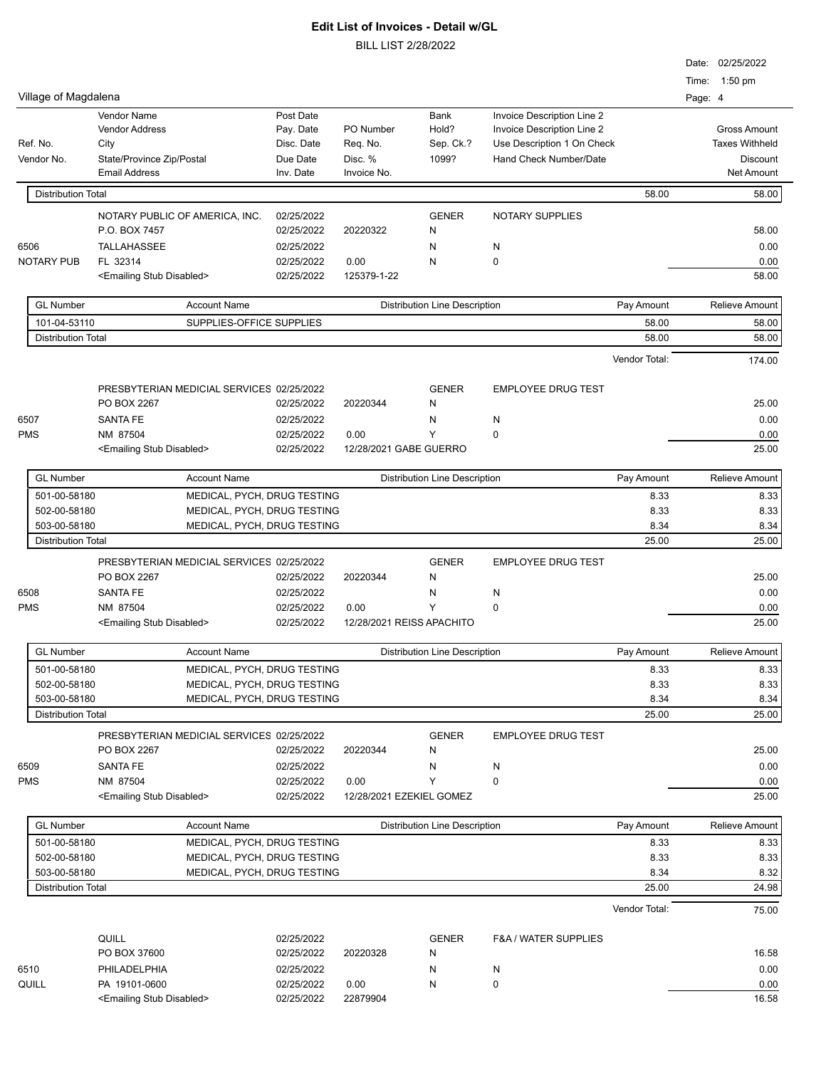# Edit List of Invoices - Detail w/GL

BILL LIST 2/28/2022

Date: 02/25/2022

Time: 1:50 pm

Village of Magdalena

| Ref. No. / Vendor No. | Vendor Name / Vendor Address / City / State/Province Zip/Postal / Email Address | Post Date / Pay. Date / Disc. Date / Due Date / Inv. Date | PO Number / Req. No. / Disc. % / Invoice No. | Bank / Hold? / Sep. Ck.? / 1099? | Invoice Description Line 2 / Invoice Description Line 2 / Use Description 1 On Check / Hand Check Number/Date | Gross Amount / Taxes Withheld / Discount / Net Amount |
|---|---|---|---|---|---|---|

| Distribution Total | | | 58.00 | 58.00 |
|---|---|---|---|---|

| | | | | | | |
|---|---|---|---|---|---|---|
| | NOTARY PUBLIC OF AMERICA, INC. | 02/25/2022 | | GENER | NOTARY SUPPLIES | |
| | P.O. BOX 7457 | 02/25/2022 | 20220322 | N | | 58.00 |
| 6506 | TALLAHASSEE | 02/25/2022 | | N | N | 0.00 |
| NOTARY PUB | FL 32314 | 02/25/2022 | 0.00 | N | 0 | 0.00 |
| | <Emailing Stub Disabled> | 02/25/2022 | 125379-1-22 | | | 58.00 |

| GL Number | Account Name | Distribution Line Description | Pay Amount | Relieve Amount |
|---|---|---|---|---|
| 101-04-53110 | SUPPLIES-OFFICE SUPPLIES | | 58.00 | 58.00 |
| Distribution Total | | | 58.00 | 58.00 |

Vendor Total: 174.00

| | | | | | | |
|---|---|---|---|---|---|---|
| | PRESBYTERIAN MEDICAL SERVICES | 02/25/2022 | | GENER | EMPLOYEE DRUG TEST | |
| | PO BOX 2267 | 02/25/2022 | 20220344 | N | | 25.00 |
| 6507 | SANTA FE | 02/25/2022 | | N | N | 0.00 |
| PMS | NM 87504 | 02/25/2022 | 0.00 | Y | 0 | 0.00 |
| | <Emailing Stub Disabled> | 02/25/2022 | 12/28/2021 GABE GUERRO | | | 25.00 |

| GL Number | Account Name | Distribution Line Description | Pay Amount | Relieve Amount |
|---|---|---|---|---|
| 501-00-58180 | MEDICAL, PYCH, DRUG TESTING | | 8.33 | 8.33 |
| 502-00-58180 | MEDICAL, PYCH, DRUG TESTING | | 8.33 | 8.33 |
| 503-00-58180 | MEDICAL, PYCH, DRUG TESTING | | 8.34 | 8.34 |
| Distribution Total | | | 25.00 | 25.00 |

| | | | | | | |
|---|---|---|---|---|---|---|
| | PRESBYTERIAN MEDICAL SERVICES | 02/25/2022 | | GENER | EMPLOYEE DRUG TEST | |
| | PO BOX 2267 | 02/25/2022 | 20220344 | N | | 25.00 |
| 6508 | SANTA FE | 02/25/2022 | | N | N | 0.00 |
| PMS | NM 87504 | 02/25/2022 | 0.00 | Y | 0 | 0.00 |
| | <Emailing Stub Disabled> | 02/25/2022 | 12/28/2021 REISS APACHITO | | | 25.00 |

| GL Number | Account Name | Distribution Line Description | Pay Amount | Relieve Amount |
|---|---|---|---|---|
| 501-00-58180 | MEDICAL, PYCH, DRUG TESTING | | 8.33 | 8.33 |
| 502-00-58180 | MEDICAL, PYCH, DRUG TESTING | | 8.33 | 8.33 |
| 503-00-58180 | MEDICAL, PYCH, DRUG TESTING | | 8.34 | 8.34 |
| Distribution Total | | | 25.00 | 25.00 |

| | | | | | | |
|---|---|---|---|---|---|---|
| | PRESBYTERIAN MEDICAL SERVICES | 02/25/2022 | | GENER | EMPLOYEE DRUG TEST | |
| | PO BOX 2267 | 02/25/2022 | 20220344 | N | | 25.00 |
| 6509 | SANTA FE | 02/25/2022 | | N | N | 0.00 |
| PMS | NM 87504 | 02/25/2022 | 0.00 | Y | 0 | 0.00 |
| | <Emailing Stub Disabled> | 02/25/2022 | 12/28/2021 EZEKIEL GOMEZ | | | 25.00 |

| GL Number | Account Name | Distribution Line Description | Pay Amount | Relieve Amount |
|---|---|---|---|---|
| 501-00-58180 | MEDICAL, PYCH, DRUG TESTING | | 8.33 | 8.33 |
| 502-00-58180 | MEDICAL, PYCH, DRUG TESTING | | 8.33 | 8.33 |
| 503-00-58180 | MEDICAL, PYCH, DRUG TESTING | | 8.34 | 8.32 |
| Distribution Total | | | 25.00 | 24.98 |

Vendor Total: 75.00

| | | | | | | |
|---|---|---|---|---|---|---|
| | QUILL | 02/25/2022 | | GENER | F&A / WATER SUPPLIES | |
| | PO BOX 37600 | 02/25/2022 | 20220328 | N | | 16.58 |
| 6510 | PHILADELPHIA | 02/25/2022 | | N | N | 0.00 |
| QUILL | PA 19101-0600 | 02/25/2022 | 0.00 | N | 0 | 0.00 |
| | <Emailing Stub Disabled> | 02/25/2022 | 22879904 | | | 16.58 |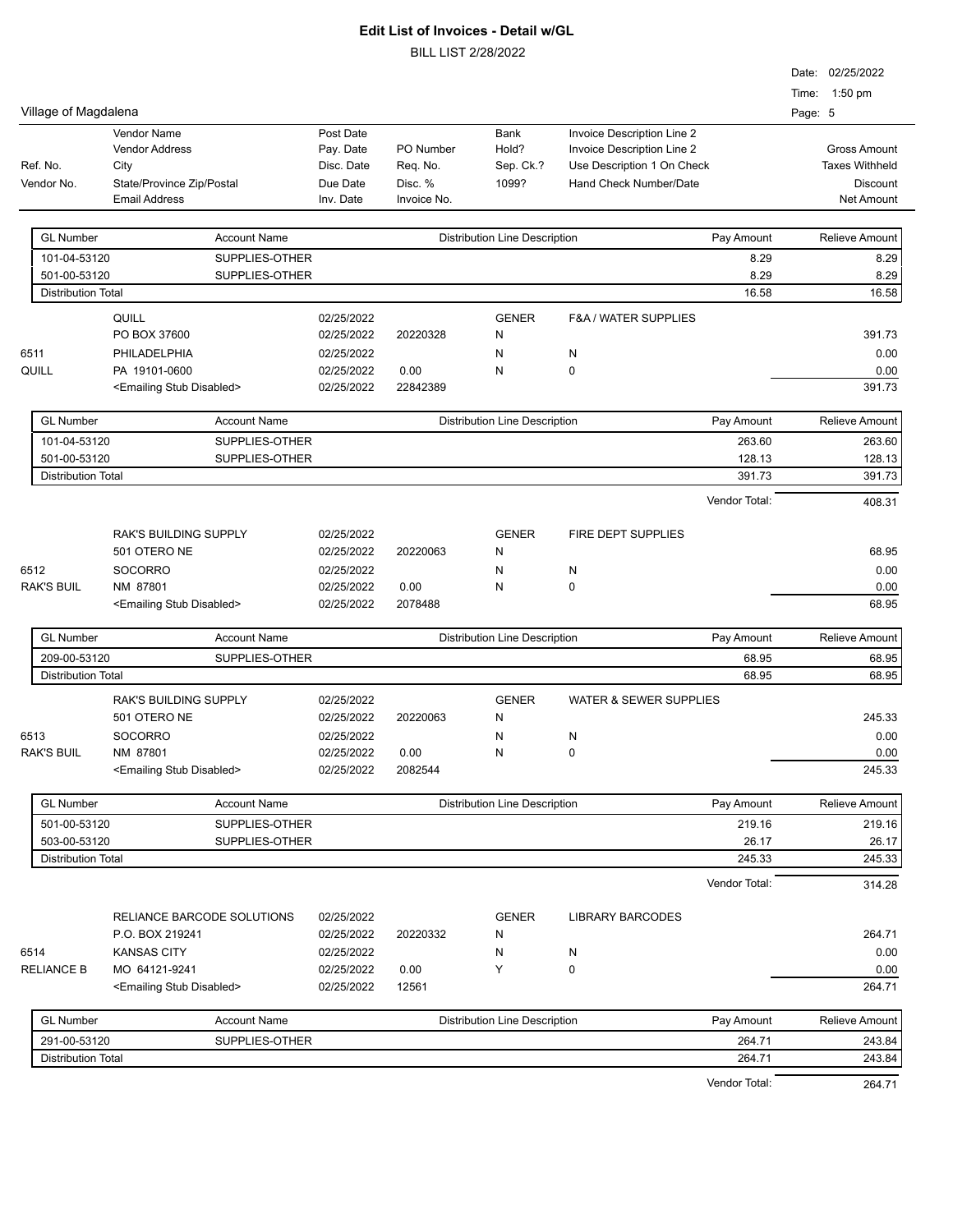# Edit List of Invoices - Detail w/GL

BILL LIST 2/28/2022

Date: 02/25/2022

Time: 1:50 pm

Village of Magdalena

| Ref. No. / Vendor No. | Vendor Name / Vendor Address / City / State/Province Zip/Postal / Email Address | Post Date / Pay. Date / Disc. Date / Due Date / Inv. Date | PO Number / Req. No. / Disc. % / Invoice No. | Bank / Hold? / Sep. Ck.? / 1099? | Invoice Description Line 2 / Invoice Description Line 2 / Use Description 1 On Check / Hand Check Number/Date | Gross Amount / Taxes Withheld / Discount / Net Amount |
|---|---|---|---|---|---|---|

| GL Number | Account Name | Distribution Line Description | Pay Amount | Relieve Amount |
|---|---|---|---|---|
| 101-04-53120 | SUPPLIES-OTHER | | 8.29 | 8.29 |
| 501-00-53120 | SUPPLIES-OTHER | | 8.29 | 8.29 |
| Distribution Total | | | 16.58 | 16.58 |

| | | | | | | |
|---|---|---|---|---|---|---|
| | QUILL | 02/25/2022 | | GENER | F&A / WATER SUPPLIES | |
| | PO BOX 37600 | 02/25/2022 | 20220328 | N | | 391.73 |
| 6511 | PHILADELPHIA | 02/25/2022 | | N | N | 0.00 |
| QUILL | PA 19101-0600 | 02/25/2022 | 0.00 | N | 0 | 0.00 |
| | <Emailing Stub Disabled> | 02/25/2022 | 22842389 | | | 391.73 |

| GL Number | Account Name | Distribution Line Description | Pay Amount | Relieve Amount |
|---|---|---|---|---|
| 101-04-53120 | SUPPLIES-OTHER | | 263.60 | 263.60 |
| 501-00-53120 | SUPPLIES-OTHER | | 128.13 | 128.13 |
| Distribution Total | | | 391.73 | 391.73 |

Vendor Total: 408.31

| | | | | | | |
|---|---|---|---|---|---|---|
| | RAK'S BUILDING SUPPLY | 02/25/2022 | | GENER | FIRE DEPT SUPPLIES | |
| | 501 OTERO NE | 02/25/2022 | 20220063 | N | | 68.95 |
| 6512 | SOCORRO | 02/25/2022 | | N | N | 0.00 |
| RAK'S BUIL | NM 87801 | 02/25/2022 | 0.00 | N | 0 | 0.00 |
| | <Emailing Stub Disabled> | 02/25/2022 | 2078488 | | | 68.95 |

| GL Number | Account Name | Distribution Line Description | Pay Amount | Relieve Amount |
|---|---|---|---|---|
| 209-00-53120 | SUPPLIES-OTHER | | 68.95 | 68.95 |
| Distribution Total | | | 68.95 | 68.95 |

| | | | | | | |
|---|---|---|---|---|---|---|
| | RAK'S BUILDING SUPPLY | 02/25/2022 | | GENER | WATER & SEWER SUPPLIES | |
| | 501 OTERO NE | 02/25/2022 | 20220063 | N | | 245.33 |
| 6513 | SOCORRO | 02/25/2022 | | N | N | 0.00 |
| RAK'S BUIL | NM 87801 | 02/25/2022 | 0.00 | N | 0 | 0.00 |
| | <Emailing Stub Disabled> | 02/25/2022 | 2082544 | | | 245.33 |

| GL Number | Account Name | Distribution Line Description | Pay Amount | Relieve Amount |
|---|---|---|---|---|
| 501-00-53120 | SUPPLIES-OTHER | | 219.16 | 219.16 |
| 503-00-53120 | SUPPLIES-OTHER | | 26.17 | 26.17 |
| Distribution Total | | | 245.33 | 245.33 |

Vendor Total: 314.28

| | | | | | | |
|---|---|---|---|---|---|---|
| | RELIANCE BARCODE SOLUTIONS | 02/25/2022 | | GENER | LIBRARY BARCODES | |
| | P.O. BOX 219241 | 02/25/2022 | 20220332 | N | | 264.71 |
| 6514 | KANSAS CITY | 02/25/2022 | | N | N | 0.00 |
| RELIANCE B | MO 64121-9241 | 02/25/2022 | 0.00 | Y | 0 | 0.00 |
| | <Emailing Stub Disabled> | 02/25/2022 | 12561 | | | 264.71 |

| GL Number | Account Name | Distribution Line Description | Pay Amount | Relieve Amount |
|---|---|---|---|---|
| 291-00-53120 | SUPPLIES-OTHER | | 264.71 | 243.84 |
| Distribution Total | | | 264.71 | 243.84 |

Vendor Total: 264.71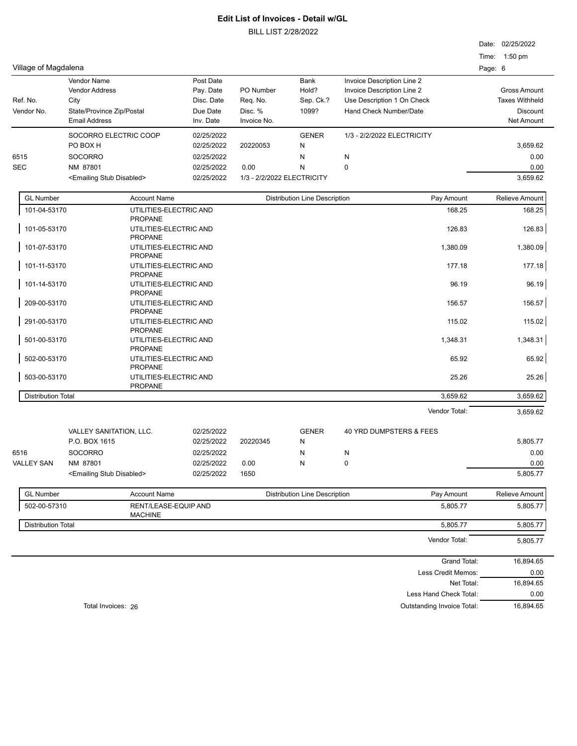# Edit List of Invoices - Detail w/GL

BILL LIST 2/28/2022

Date: 02/25/2022
Time: 1:50 pm

Village of Magdalena

| Ref. No. / Vendor No. | Vendor Name / Vendor Address / City / State/Province Zip/Postal / Email Address | Post Date / Pay. Date / Disc. Date / Due Date / Inv. Date | PO Number / Req. No. / Disc. % / Invoice No. | Bank / Hold? / Sep. Ck.? / 1099? | Invoice Description Line 2 / Invoice Description Line 2 / Use Description 1 On Check / Hand Check Number/Date | Gross Amount / Taxes Withheld / Discount / Net Amount |
|---|---|---|---|---|---|---|
| | SOCORRO ELECTRIC COOP | 02/25/2022 | | GENER | 1/3 - 2/2/2022 ELECTRICITY | |
| | PO BOX H | 02/25/2022 | 20220053 | N | | 3,659.62 |
| 6515 | SOCORRO | 02/25/2022 | | N | N | 0.00 |
| SEC | NM 87801 | 02/25/2022 | 0.00 | N | 0 | 0.00 |
| | <Emailing Stub Disabled> | 02/25/2022 | 1/3 - 2/2/2022 ELECTRICITY | | | 3,659.62 |

| GL Number | Account Name | Distribution Line Description | Pay Amount | Relieve Amount |
|---|---|---|---|---|
| 101-04-53170 | UTILITIES-ELECTRIC AND PROPANE | | 168.25 | 168.25 |
| 101-05-53170 | UTILITIES-ELECTRIC AND PROPANE | | 126.83 | 126.83 |
| 101-07-53170 | UTILITIES-ELECTRIC AND PROPANE | | 1,380.09 | 1,380.09 |
| 101-11-53170 | UTILITIES-ELECTRIC AND PROPANE | | 177.18 | 177.18 |
| 101-14-53170 | UTILITIES-ELECTRIC AND PROPANE | | 96.19 | 96.19 |
| 209-00-53170 | UTILITIES-ELECTRIC AND PROPANE | | 156.57 | 156.57 |
| 291-00-53170 | UTILITIES-ELECTRIC AND PROPANE | | 115.02 | 115.02 |
| 501-00-53170 | UTILITIES-ELECTRIC AND PROPANE | | 1,348.31 | 1,348.31 |
| 502-00-53170 | UTILITIES-ELECTRIC AND PROPANE | | 65.92 | 65.92 |
| 503-00-53170 | UTILITIES-ELECTRIC AND PROPANE | | 25.26 | 25.26 |
| Distribution Total | | | 3,659.62 | 3,659.62 |

Vendor Total: 3,659.62

| Ref. No. / Vendor No. | Vendor Name / Vendor Address / City / State/Province Zip/Postal / Email Address | Post Date / Pay. Date / Disc. Date / Due Date / Inv. Date | PO Number / Req. No. / Disc. % / Invoice No. | Bank / Hold? / Sep. Ck.? / 1099? | Invoice Description Line 2 / Invoice Description Line 2 / Use Description 1 On Check / Hand Check Number/Date | Gross Amount / Taxes Withheld / Discount / Net Amount |
|---|---|---|---|---|---|---|
| | VALLEY SANITATION, LLC. | 02/25/2022 | | GENER | 40 YRD DUMPSTERS & FEES | |
| | P.O. BOX 1615 | 02/25/2022 | 20220345 | N | | 5,805.77 |
| 6516 | SOCORRO | 02/25/2022 | | N | N | 0.00 |
| VALLEY SAN | NM 87801 | 02/25/2022 | 0.00 | N | 0 | 0.00 |
| | <Emailing Stub Disabled> | 02/25/2022 | 1650 | | | 5,805.77 |

| GL Number | Account Name | Distribution Line Description | Pay Amount | Relieve Amount |
|---|---|---|---|---|
| 502-00-57310 | RENT/LEASE-EQUIP AND MACHINE | | 5,805.77 | 5,805.77 |
| Distribution Total | | | 5,805.77 | 5,805.77 |

Vendor Total: 5,805.77

| | |
|---|---|
| Grand Total: | 16,894.65 |
| Less Credit Memos: | 0.00 |
| Net Total: | 16,894.65 |
| Less Hand Check Total: | 0.00 |
| Outstanding Invoice Total: | 16,894.65 |

Total Invoices: 26